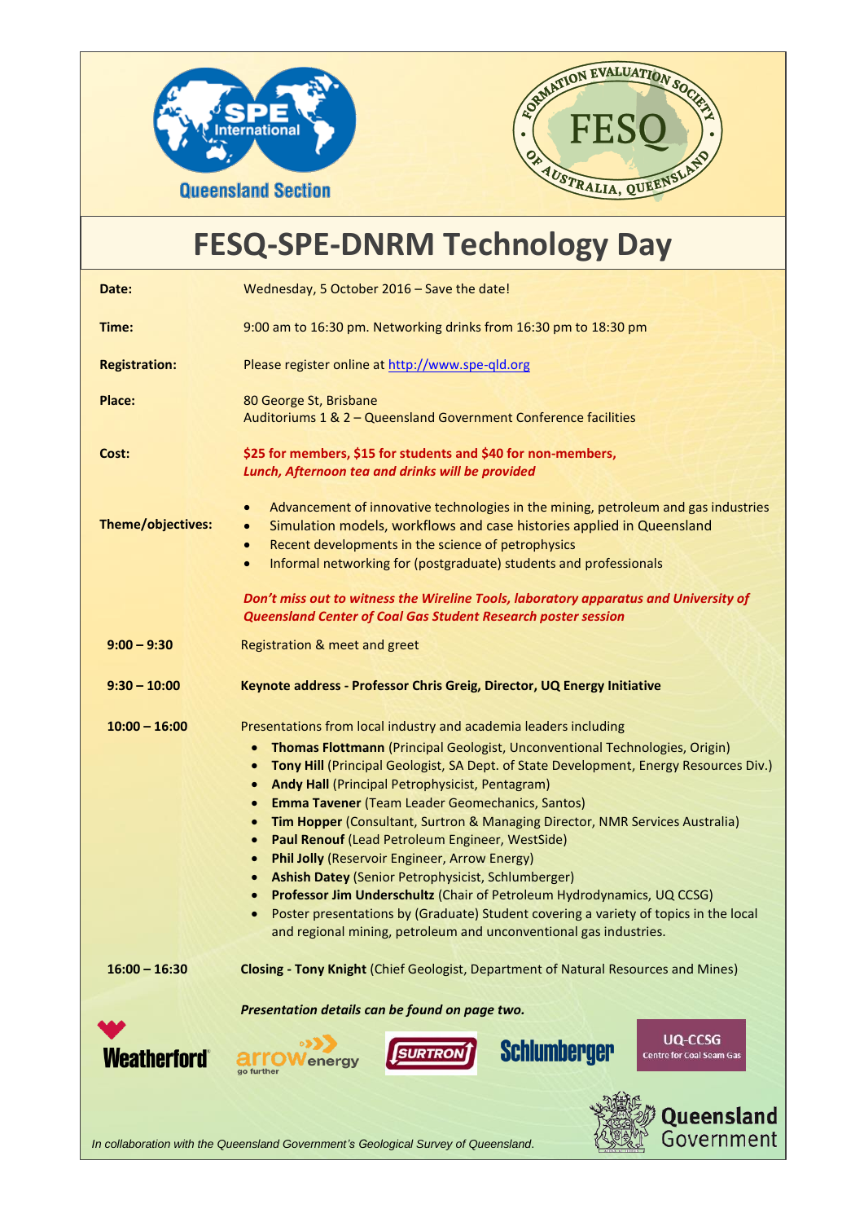SPE International Queensland Section

FORMATION EVALUATION SOCIETY OF AUSTRALIA, QUEENSLAND — FESQ

# FESQ-SPE-DNRM Technology Day

**Date:** Wednesday, 5 October 2016 – Save the date!

**Time:** 9:00 am to 16:30 pm. Networking drinks from 16:30 pm to 18:30 pm

**Registration:** Please register online at http://www.spe-qld.org

**Place:** 80 George St, Brisbane
Auditoriums 1 & 2 – Queensland Government Conference facilities

**Cost:** **$25 for members, $15 for students and $40 for non-members,**
***Lunch, Afternoon tea and drinks will be provided***

**Theme/objectives:**

- Advancement of innovative technologies in the mining, petroleum and gas industries
- Simulation models, workflows and case histories applied in Queensland
- Recent developments in the science of petrophysics
- Informal networking for (postgraduate) students and professionals

***Don't miss out to witness the Wireline Tools, laboratory apparatus and University of Queensland Center of Coal Gas Student Research poster session***

**9:00 – 9:30** Registration & meet and greet

**9:30 – 10:00** **Keynote address - Professor Chris Greig, Director, UQ Energy Initiative**

**10:00 – 16:00** Presentations from local industry and academia leaders including

- **Thomas Flottmann** (Principal Geologist, Unconventional Technologies, Origin)
- **Tony Hill** (Principal Geologist, SA Dept. of State Development, Energy Resources Div.)
- **Andy Hall** (Principal Petrophysicist, Pentagram)
- **Emma Tavener** (Team Leader Geomechanics, Santos)
- **Tim Hopper** (Consultant, Surtron & Managing Director, NMR Services Australia)
- **Paul Renouf** (Lead Petroleum Engineer, WestSide)
- **Phil Jolly** (Reservoir Engineer, Arrow Energy)
- **Ashish Datey** (Senior Petrophysicist, Schlumberger)
- **Professor Jim Underschultz** (Chair of Petroleum Hydrodynamics, UQ CCSG)
- Poster presentations by (Graduate) Student covering a variety of topics in the local and regional mining, petroleum and unconventional gas industries.

**16:00 – 16:30** **Closing - Tony Knight** (Chief Geologist, Department of Natural Resources and Mines)

***Presentation details can be found on page two.***

Weatherford | arrow energy go further | SURTRON | Schlumberger | UQ-CCSG Centre for Coal Seam Gas

Queensland Government

*In collaboration with the Queensland Government's Geological Survey of Queensland.*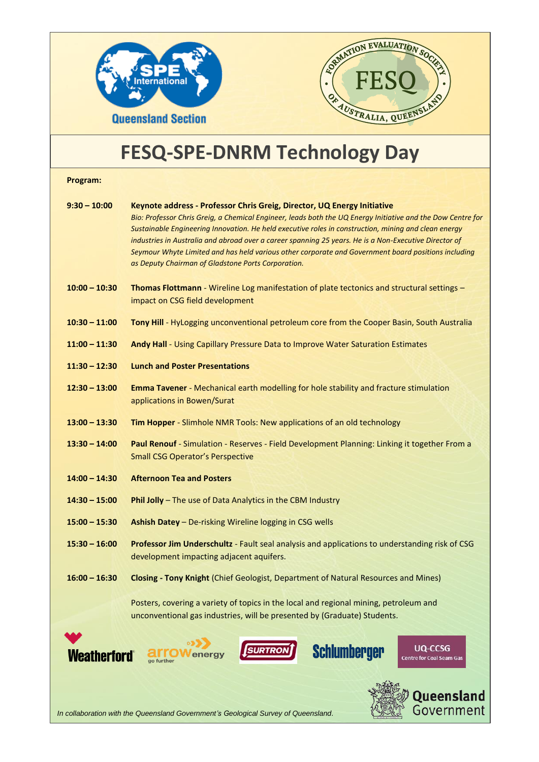# FESQ-SPE-DNRM Technology Day

**Program:**

**9:30 – 10:00** **Keynote address - Professor Chris Greig, Director, UQ Energy Initiative**
*Bio: Professor Chris Greig, a Chemical Engineer, leads both the UQ Energy Initiative and the Dow Centre for Sustainable Engineering Innovation. He held executive roles in construction, mining and clean energy industries in Australia and abroad over a career spanning 25 years. He is a Non-Executive Director of Seymour Whyte Limited and has held various other corporate and Government board positions including as Deputy Chairman of Gladstone Ports Corporation.*

**10:00 – 10:30** **Thomas Flottmann** - Wireline Log manifestation of plate tectonics and structural settings – impact on CSG field development

**10:30 – 11:00** **Tony Hill** - HyLogging unconventional petroleum core from the Cooper Basin, South Australia

**11:00 – 11:30** **Andy Hall** - Using Capillary Pressure Data to Improve Water Saturation Estimates

**11:30 – 12:30** **Lunch and Poster Presentations**

**12:30 – 13:00** **Emma Tavener** - Mechanical earth modelling for hole stability and fracture stimulation applications in Bowen/Surat

**13:00 – 13:30** **Tim Hopper** - Slimhole NMR Tools: New applications of an old technology

**13:30 – 14:00** **Paul Renouf** - Simulation - Reserves - Field Development Planning: Linking it together From a Small CSG Operator's Perspective

**14:00 – 14:30** **Afternoon Tea and Posters**

**14:30 – 15:00** **Phil Jolly** – The use of Data Analytics in the CBM Industry

**15:00 – 15:30** **Ashish Datey** – De-risking Wireline logging in CSG wells

**15:30 – 16:00** **Professor Jim Underschultz** - Fault seal analysis and applications to understanding risk of CSG development impacting adjacent aquifers.

**16:00 – 16:30** **Closing - Tony Knight** (Chief Geologist, Department of Natural Resources and Mines)

Posters, covering a variety of topics in the local and regional mining, petroleum and unconventional gas industries, will be presented by (Graduate) Students.

*In collaboration with the Queensland Government's Geological Survey of Queensland.*